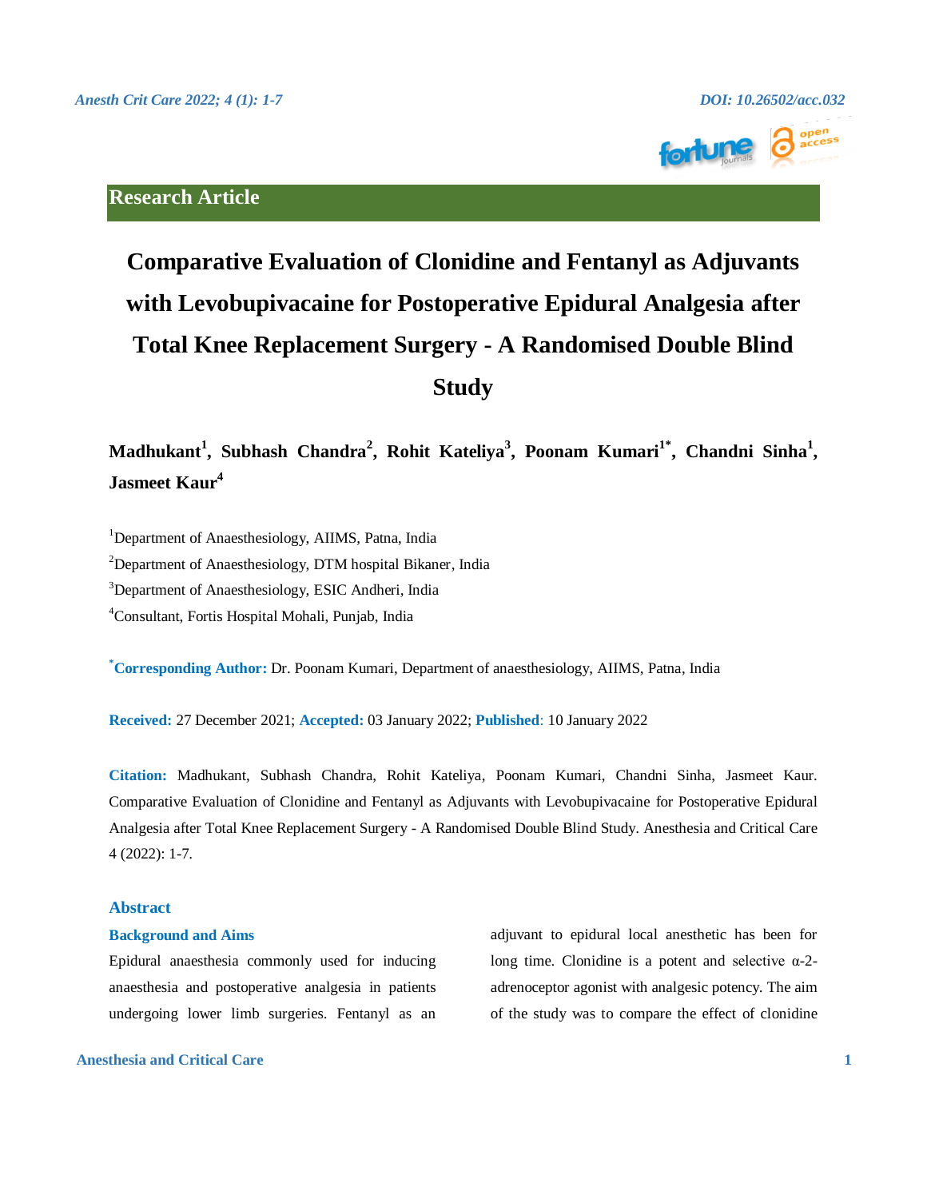Research Article

# Comparative Evaluation of Clonidine and Fentanyl as Adjuvants with Levobupivacaine for Postoperative Epidural Analgesia after Total Knee Replacement Surgery - A Randomised Double Blind Study

**Madhukant[1], Subhash Chandra[2], Rohit Kateliya[3], Poonam Kumari[1*], Chandni Sinha[1], Jasmeet Kaur[4]**

[1]Department of Anaesthesiology, AIIMS, Patna, India

[2]Department of Anaesthesiology, DTM hospital Bikaner, India

[3]Department of Anaesthesiology, ESIC Andheri, India

[4]Consultant, Fortis Hospital Mohali, Punjab, India

**[*]Corresponding Author:** Dr. Poonam Kumari, Department of anaesthesiology, AIIMS, Patna, India

**Received:** 27 December 2021; **Accepted:** 03 January 2022; **Published**: 10 January 2022

**Citation:** Madhukant, Subhash Chandra, Rohit Kateliya, Poonam Kumari, Chandni Sinha, Jasmeet Kaur. Comparative Evaluation of Clonidine and Fentanyl as Adjuvants with Levobupivacaine for Postoperative Epidural Analgesia after Total Knee Replacement Surgery - A Randomised Double Blind Study. Anesthesia and Critical Care 4 (2022): 1-7.

## Abstract

### Background and Aims

Epidural anaesthesia commonly used for inducing anaesthesia and postoperative analgesia in patients undergoing lower limb surgeries. Fentanyl as an adjuvant to epidural local anesthetic has been for long time. Clonidine is a potent and selective α-2-adrenoceptor agonist with analgesic potency. The aim of the study was to compare the effect of clonidine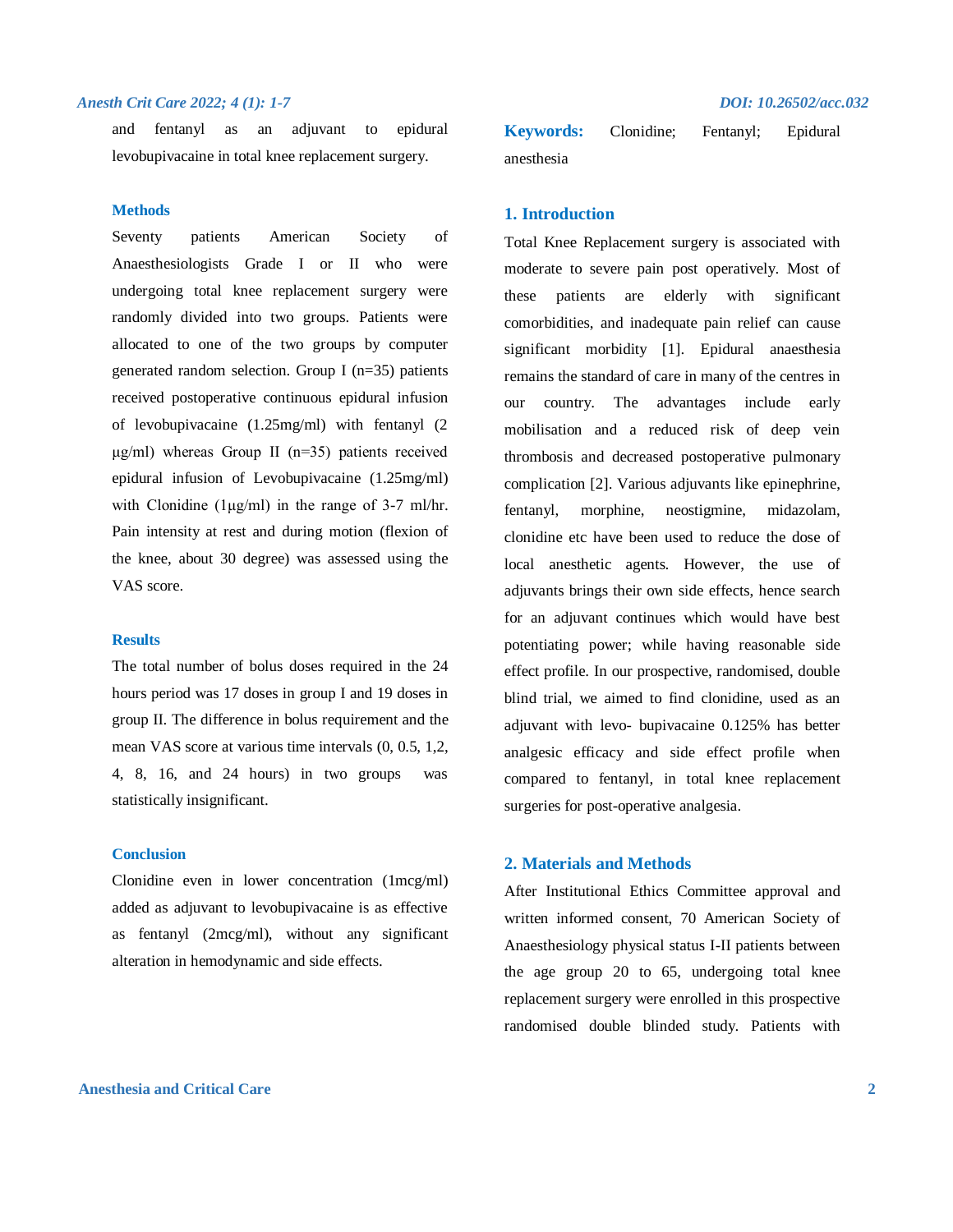and fentanyl as an adjuvant to epidural levobupivacaine in total knee replacement surgery.

### Methods

Seventy patients American Society of Anaesthesiologists Grade I or II who were undergoing total knee replacement surgery were randomly divided into two groups. Patients were allocated to one of the two groups by computer generated random selection. Group I (n=35) patients received postoperative continuous epidural infusion of levobupivacaine (1.25mg/ml) with fentanyl (2 µg/ml) whereas Group II (n=35) patients received epidural infusion of Levobupivacaine (1.25mg/ml) with Clonidine (1µg/ml) in the range of 3-7 ml/hr. Pain intensity at rest and during motion (flexion of the knee, about 30 degree) was assessed using the VAS score.

### Results

The total number of bolus doses required in the 24 hours period was 17 doses in group I and 19 doses in group II. The difference in bolus requirement and the mean VAS score at various time intervals (0, 0.5, 1,2, 4, 8, 16, and 24 hours) in two groups was statistically insignificant.

### Conclusion

Clonidine even in lower concentration (1mcg/ml) added as adjuvant to levobupivacaine is as effective as fentanyl (2mcg/ml), without any significant alteration in hemodynamic and side effects.

**Keywords:** Clonidine; Fentanyl; Epidural anesthesia

## 1. Introduction

Total Knee Replacement surgery is associated with moderate to severe pain post operatively. Most of these patients are elderly with significant comorbidities, and inadequate pain relief can cause significant morbidity [1]. Epidural anaesthesia remains the standard of care in many of the centres in our country. The advantages include early mobilisation and a reduced risk of deep vein thrombosis and decreased postoperative pulmonary complication [2]. Various adjuvants like epinephrine, fentanyl, morphine, neostigmine, midazolam, clonidine etc have been used to reduce the dose of local anesthetic agents. However, the use of adjuvants brings their own side effects, hence search for an adjuvant continues which would have best potentiating power; while having reasonable side effect profile. In our prospective, randomised, double blind trial, we aimed to find clonidine, used as an adjuvant with levo- bupivacaine 0.125% has better analgesic efficacy and side effect profile when compared to fentanyl, in total knee replacement surgeries for post-operative analgesia.

## 2. Materials and Methods

After Institutional Ethics Committee approval and written informed consent, 70 American Society of Anaesthesiology physical status I-II patients between the age group 20 to 65, undergoing total knee replacement surgery were enrolled in this prospective randomised double blinded study. Patients with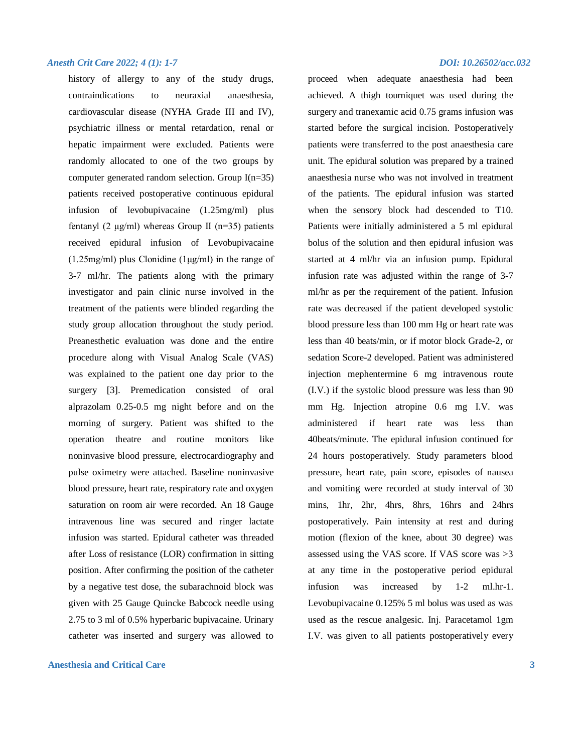history of allergy to any of the study drugs, contraindications to neuraxial anaesthesia, cardiovascular disease (NYHA Grade III and IV), psychiatric illness or mental retardation, renal or hepatic impairment were excluded. Patients were randomly allocated to one of the two groups by computer generated random selection. Group I(n=35) patients received postoperative continuous epidural infusion of levobupivacaine (1.25mg/ml) plus fentanyl (2 µg/ml) whereas Group II (n=35) patients received epidural infusion of Levobupivacaine (1.25mg/ml) plus Clonidine (1µg/ml) in the range of 3-7 ml/hr. The patients along with the primary investigator and pain clinic nurse involved in the treatment of the patients were blinded regarding the study group allocation throughout the study period. Preanesthetic evaluation was done and the entire procedure along with Visual Analog Scale (VAS) was explained to the patient one day prior to the surgery [3]. Premedication consisted of oral alprazolam 0.25-0.5 mg night before and on the morning of surgery. Patient was shifted to the operation theatre and routine monitors like noninvasive blood pressure, electrocardiography and pulse oximetry were attached. Baseline noninvasive blood pressure, heart rate, respiratory rate and oxygen saturation on room air were recorded. An 18 Gauge intravenous line was secured and ringer lactate infusion was started. Epidural catheter was threaded after Loss of resistance (LOR) confirmation in sitting position. After confirming the position of the catheter by a negative test dose, the subarachnoid block was given with 25 Gauge Quincke Babcock needle using 2.75 to 3 ml of 0.5% hyperbaric bupivacaine. Urinary catheter was inserted and surgery was allowed to proceed when adequate anaesthesia had been achieved. A thigh tourniquet was used during the surgery and tranexamic acid 0.75 grams infusion was started before the surgical incision. Postoperatively patients were transferred to the post anaesthesia care unit. The epidural solution was prepared by a trained anaesthesia nurse who was not involved in treatment of the patients. The epidural infusion was started when the sensory block had descended to T10. Patients were initially administered a 5 ml epidural bolus of the solution and then epidural infusion was started at 4 ml/hr via an infusion pump. Epidural infusion rate was adjusted within the range of 3-7 ml/hr as per the requirement of the patient. Infusion rate was decreased if the patient developed systolic blood pressure less than 100 mm Hg or heart rate was less than 40 beats/min, or if motor block Grade-2, or sedation Score-2 developed. Patient was administered injection mephentermine 6 mg intravenous route (I.V.) if the systolic blood pressure was less than 90 mm Hg. Injection atropine 0.6 mg I.V. was administered if heart rate was less than 40beats/minute. The epidural infusion continued for 24 hours postoperatively. Study parameters blood pressure, heart rate, pain score, episodes of nausea and vomiting were recorded at study interval of 30 mins, 1hr, 2hr, 4hrs, 8hrs, 16hrs and 24hrs postoperatively. Pain intensity at rest and during motion (flexion of the knee, about 30 degree) was assessed using the VAS score. If VAS score was >3 at any time in the postoperative period epidural infusion was increased by 1-2 ml.hr-1. Levobupivacaine 0.125% 5 ml bolus was used as was used as the rescue analgesic. Inj. Paracetamol 1gm I.V. was given to all patients postoperatively every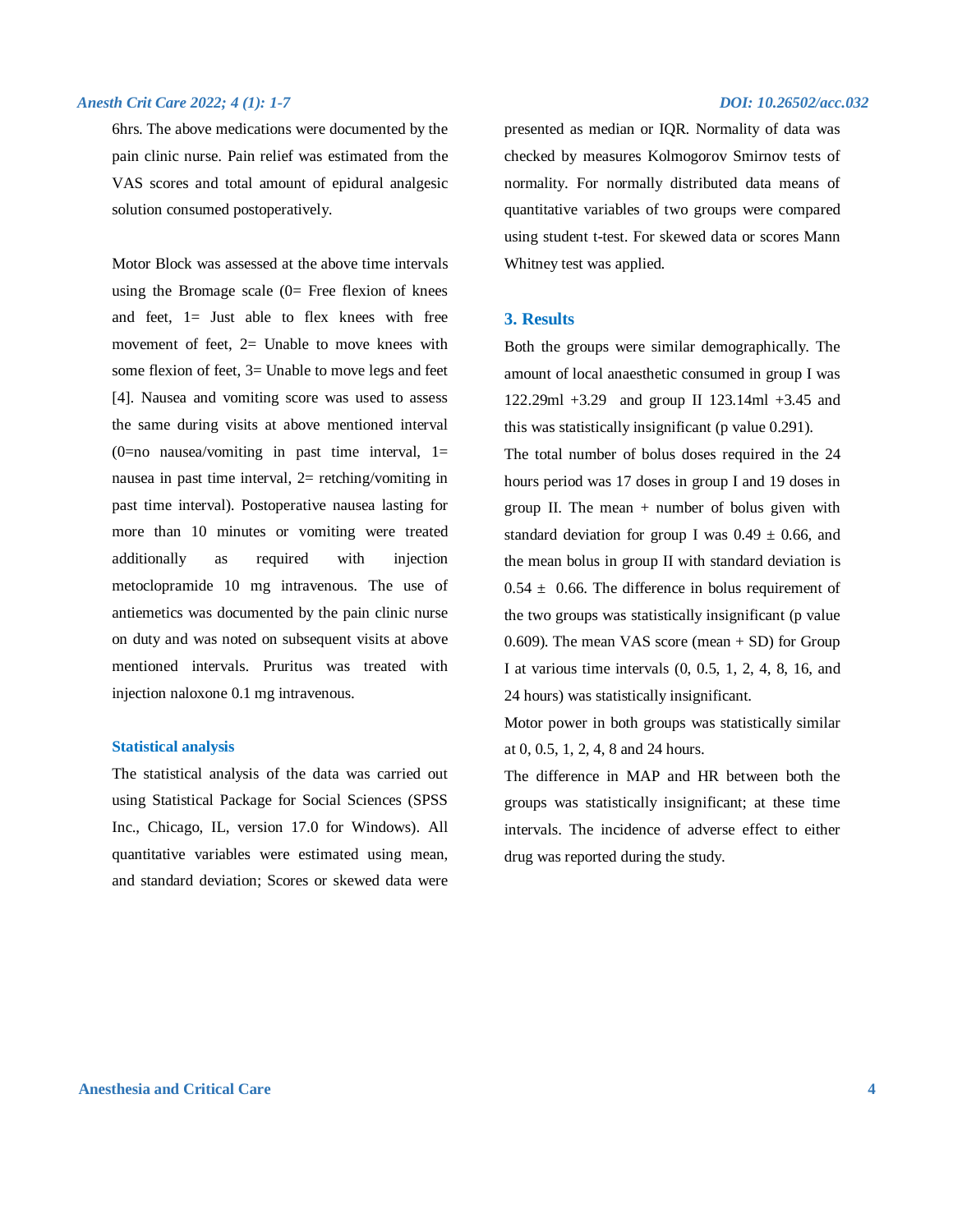6hrs. The above medications were documented by the pain clinic nurse. Pain relief was estimated from the VAS scores and total amount of epidural analgesic solution consumed postoperatively.

Motor Block was assessed at the above time intervals using the Bromage scale (0= Free flexion of knees and feet, 1= Just able to flex knees with free movement of feet, 2= Unable to move knees with some flexion of feet, 3= Unable to move legs and feet [4]. Nausea and vomiting score was used to assess the same during visits at above mentioned interval (0=no nausea/vomiting in past time interval, 1= nausea in past time interval, 2= retching/vomiting in past time interval). Postoperative nausea lasting for more than 10 minutes or vomiting were treated additionally as required with injection metoclopramide 10 mg intravenous. The use of antiemetics was documented by the pain clinic nurse on duty and was noted on subsequent visits at above mentioned intervals. Pruritus was treated with injection naloxone 0.1 mg intravenous.

### Statistical analysis

The statistical analysis of the data was carried out using Statistical Package for Social Sciences (SPSS Inc., Chicago, IL, version 17.0 for Windows). All quantitative variables were estimated using mean, and standard deviation; Scores or skewed data were presented as median or IQR. Normality of data was checked by measures Kolmogorov Smirnov tests of normality. For normally distributed data means of quantitative variables of two groups were compared using student t-test. For skewed data or scores Mann Whitney test was applied.

## 3. Results

Both the groups were similar demographically. The amount of local anaesthetic consumed in group I was 122.29ml +3.29 and group II 123.14ml +3.45 and this was statistically insignificant (p value 0.291).

The total number of bolus doses required in the 24 hours period was 17 doses in group I and 19 doses in group II. The mean + number of bolus given with standard deviation for group I was 0.49 ± 0.66, and the mean bolus in group II with standard deviation is 0.54 ± 0.66. The difference in bolus requirement of the two groups was statistically insignificant (p value 0.609). The mean VAS score (mean + SD) for Group I at various time intervals (0, 0.5, 1, 2, 4, 8, 16, and 24 hours) was statistically insignificant.

Motor power in both groups was statistically similar at 0, 0.5, 1, 2, 4, 8 and 24 hours.

The difference in MAP and HR between both the groups was statistically insignificant; at these time intervals. The incidence of adverse effect to either drug was reported during the study.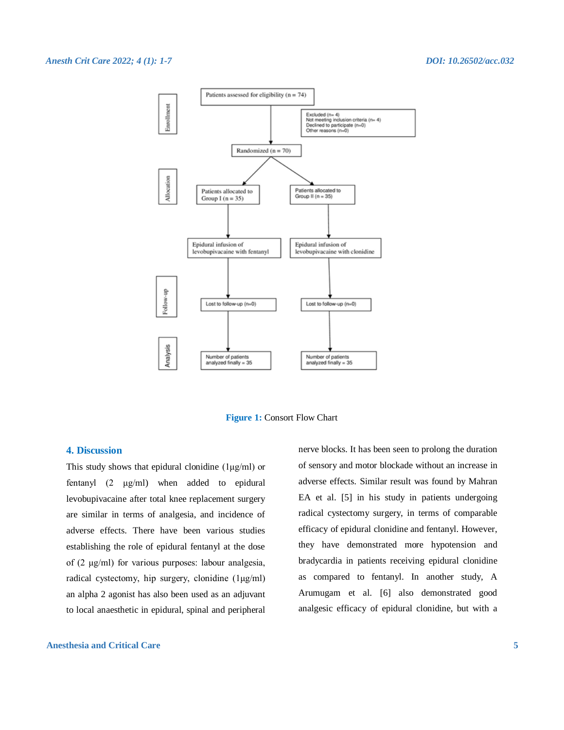Enrollment

Patients assessed for eligibility (n = 74)

Excluded (n= 4)
Not meeting inclusion criteria (n= 4)
Declined to participate (n=0)
Other reasons (n=0)

Randomized (n = 70)

Allocation

Patients allocated to Group I (n = 35)

Patients allocated to Group II (n = 35)

Epidural infusion of levobupivacaine with fentanyl

Epidural infusion of levobupivacaine with clonidine

Follow-up

Lost to follow-up (n=0)

Lost to follow-up (n=0)

Analysis

Number of patients analyzed finally = 35

Number of patients analyzed finally = 35

**Figure 1:** Consort Flow Chart

## 4. Discussion

This study shows that epidural clonidine (1µg/ml) or fentanyl (2 µg/ml) when added to epidural levobupivacaine after total knee replacement surgery are similar in terms of analgesia, and incidence of adverse effects. There have been various studies establishing the role of epidural fentanyl at the dose of (2 µg/ml) for various purposes: labour analgesia, radical cystectomy, hip surgery, clonidine (1µg/ml) an alpha 2 agonist has also been used as an adjuvant to local anaesthetic in epidural, spinal and peripheral nerve blocks. It has been seen to prolong the duration of sensory and motor blockade without an increase in adverse effects. Similar result was found by Mahran EA et al. [5] in his study in patients undergoing radical cystectomy surgery, in terms of comparable efficacy of epidural clonidine and fentanyl. However, they have demonstrated more hypotension and bradycardia in patients receiving epidural clonidine as compared to fentanyl. In another study, A Arumugam et al. [6] also demonstrated good analgesic efficacy of epidural clonidine, but with a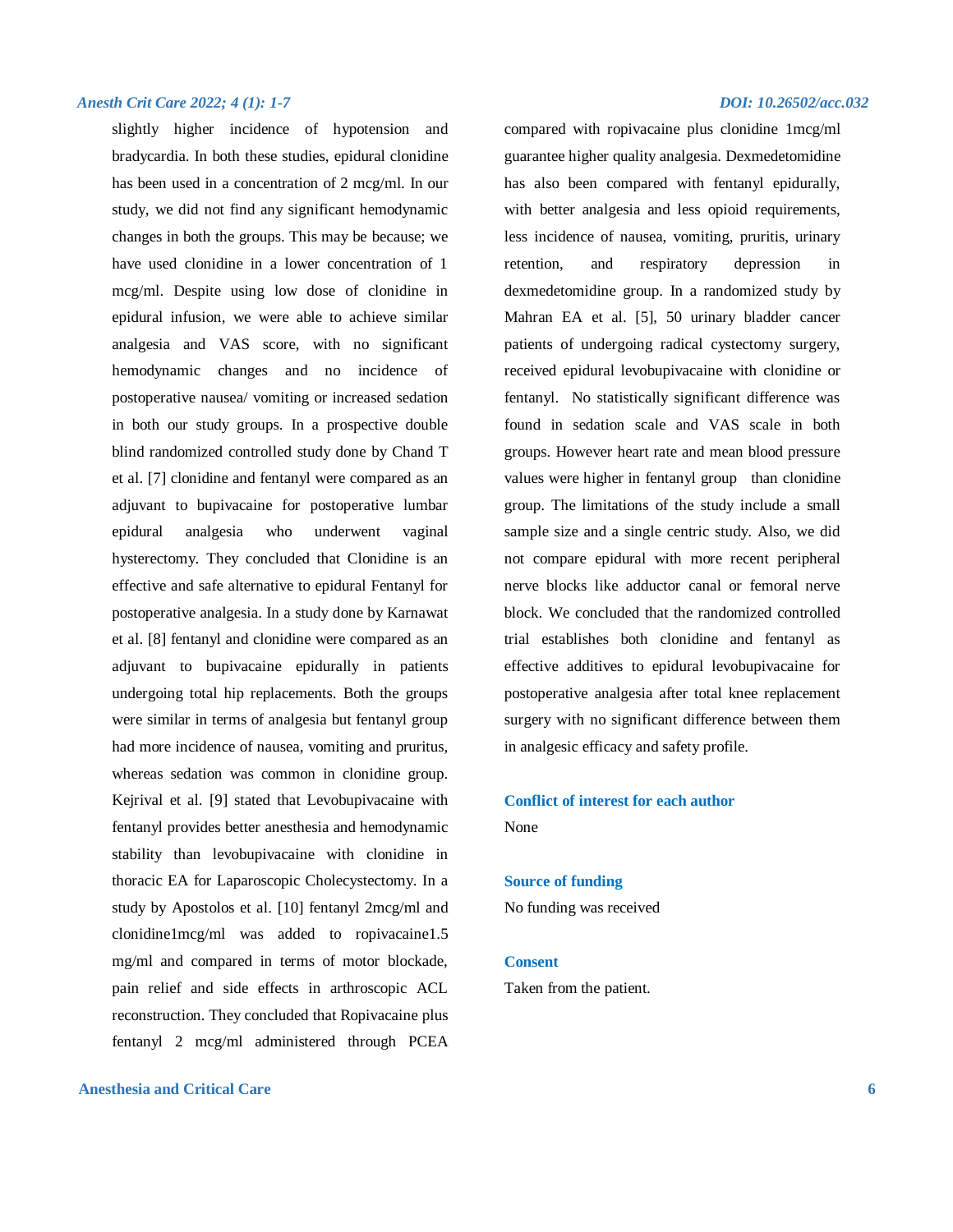slightly higher incidence of hypotension and bradycardia. In both these studies, epidural clonidine has been used in a concentration of 2 mcg/ml. In our study, we did not find any significant hemodynamic changes in both the groups. This may be because; we have used clonidine in a lower concentration of 1 mcg/ml. Despite using low dose of clonidine in epidural infusion, we were able to achieve similar analgesia and VAS score, with no significant hemodynamic changes and no incidence of postoperative nausea/ vomiting or increased sedation in both our study groups. In a prospective double blind randomized controlled study done by Chand T et al. [7] clonidine and fentanyl were compared as an adjuvant to bupivacaine for postoperative lumbar epidural analgesia who underwent vaginal hysterectomy. They concluded that Clonidine is an effective and safe alternative to epidural Fentanyl for postoperative analgesia. In a study done by Karnawat et al. [8] fentanyl and clonidine were compared as an adjuvant to bupivacaine epidurally in patients undergoing total hip replacements. Both the groups were similar in terms of analgesia but fentanyl group had more incidence of nausea, vomiting and pruritus, whereas sedation was common in clonidine group. Kejrival et al. [9] stated that Levobupivacaine with fentanyl provides better anesthesia and hemodynamic stability than levobupivacaine with clonidine in thoracic EA for Laparoscopic Cholecystectomy. In a study by Apostolos et al. [10] fentanyl 2mcg/ml and clonidine1mcg/ml was added to ropivacaine1.5 mg/ml and compared in terms of motor blockade, pain relief and side effects in arthroscopic ACL reconstruction. They concluded that Ropivacaine plus fentanyl 2 mcg/ml administered through PCEA compared with ropivacaine plus clonidine 1mcg/ml guarantee higher quality analgesia. Dexmedetomidine has also been compared with fentanyl epidurally, with better analgesia and less opioid requirements, less incidence of nausea, vomiting, pruritis, urinary retention, and respiratory depression in dexmedetomidine group. In a randomized study by Mahran EA et al. [5], 50 urinary bladder cancer patients of undergoing radical cystectomy surgery, received epidural levobupivacaine with clonidine or fentanyl. No statistically significant difference was found in sedation scale and VAS scale in both groups. However heart rate and mean blood pressure values were higher in fentanyl group than clonidine group. The limitations of the study include a small sample size and a single centric study. Also, we did not compare epidural with more recent peripheral nerve blocks like adductor canal or femoral nerve block. We concluded that the randomized controlled trial establishes both clonidine and fentanyl as effective additives to epidural levobupivacaine for postoperative analgesia after total knee replacement surgery with no significant difference between them in analgesic efficacy and safety profile.

## Conflict of interest for each author

None

## Source of funding

No funding was received

## Consent

Taken from the patient.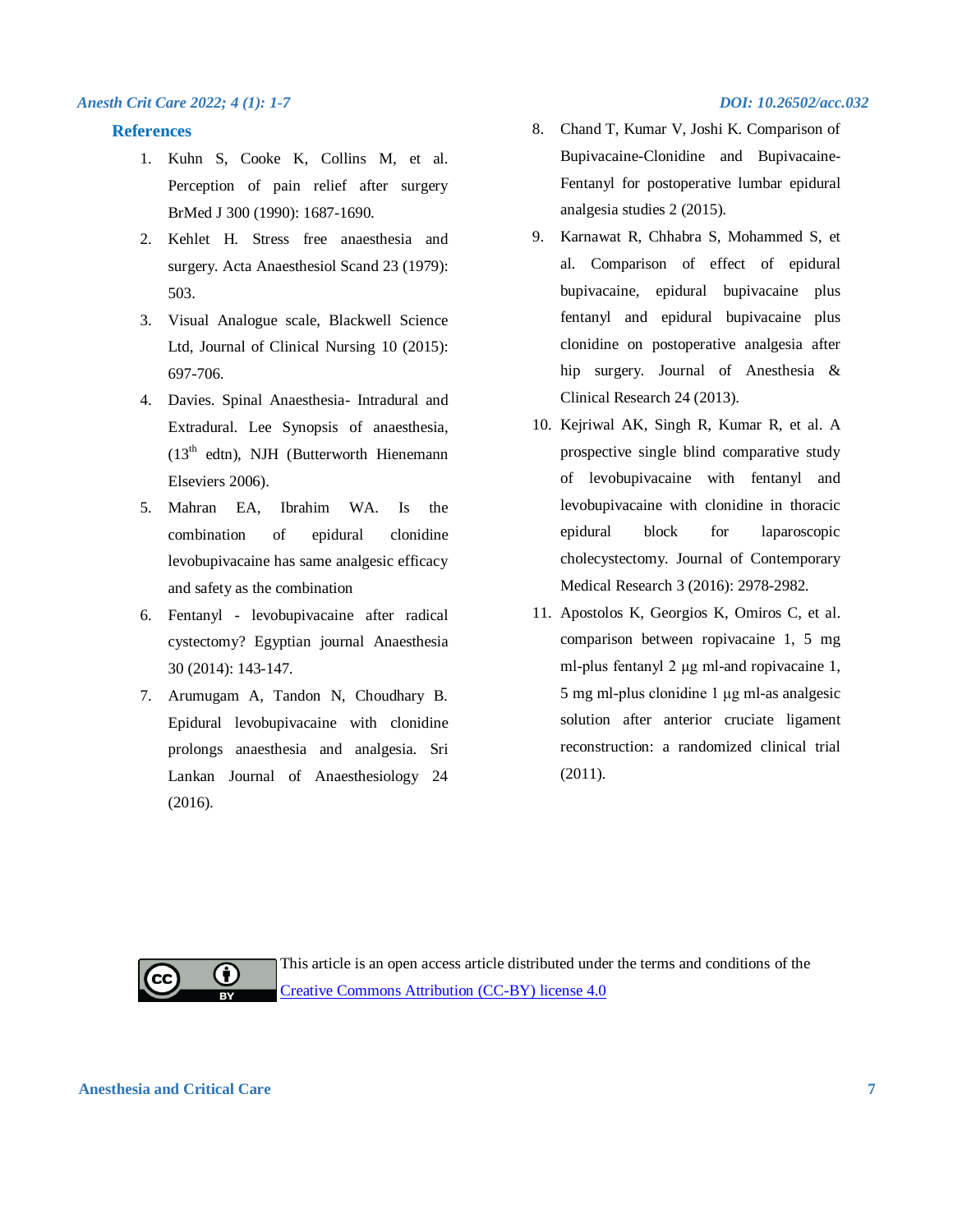## References

1. Kuhn S, Cooke K, Collins M, et al. Perception of pain relief after surgery BrMed J 300 (1990): 1687-1690.
2. Kehlet H. Stress free anaesthesia and surgery. Acta Anaesthesiol Scand 23 (1979): 503.
3. Visual Analogue scale, Blackwell Science Ltd, Journal of Clinical Nursing 10 (2015): 697-706.
4. Davies. Spinal Anaesthesia- Intradural and Extradural. Lee Synopsis of anaesthesia, (13th edtn), NJH (Butterworth Hienemann Elseviers 2006).
5. Mahran EA, Ibrahim WA. Is the combination of epidural clonidine levobupivacaine has same analgesic efficacy and safety as the combination
6. Fentanyl - levobupivacaine after radical cystectomy? Egyptian journal Anaesthesia 30 (2014): 143-147.
7. Arumugam A, Tandon N, Choudhary B. Epidural levobupivacaine with clonidine prolongs anaesthesia and analgesia. Sri Lankan Journal of Anaesthesiology 24 (2016).
8. Chand T, Kumar V, Joshi K. Comparison of Bupivacaine-Clonidine and Bupivacaine-Fentanyl for postoperative lumbar epidural analgesia studies 2 (2015).
9. Karnawat R, Chhabra S, Mohammed S, et al. Comparison of effect of epidural bupivacaine, epidural bupivacaine plus fentanyl and epidural bupivacaine plus clonidine on postoperative analgesia after hip surgery. Journal of Anesthesia & Clinical Research 24 (2013).
10. Kejriwal AK, Singh R, Kumar R, et al. A prospective single blind comparative study of levobupivacaine with fentanyl and levobupivacaine with clonidine in thoracic epidural block for laparoscopic cholecystectomy. Journal of Contemporary Medical Research 3 (2016): 2978-2982.
11. Apostolos K, Georgios K, Omiros C, et al. comparison between ropivacaine 1, 5 mg ml-plus fentanyl 2 µg ml-and ropivacaine 1, 5 mg ml-plus clonidine 1 µg ml-as analgesic solution after anterior cruciate ligament reconstruction: a randomized clinical trial (2011).

This article is an open access article distributed under the terms and conditions of the Creative Commons Attribution (CC-BY) license 4.0